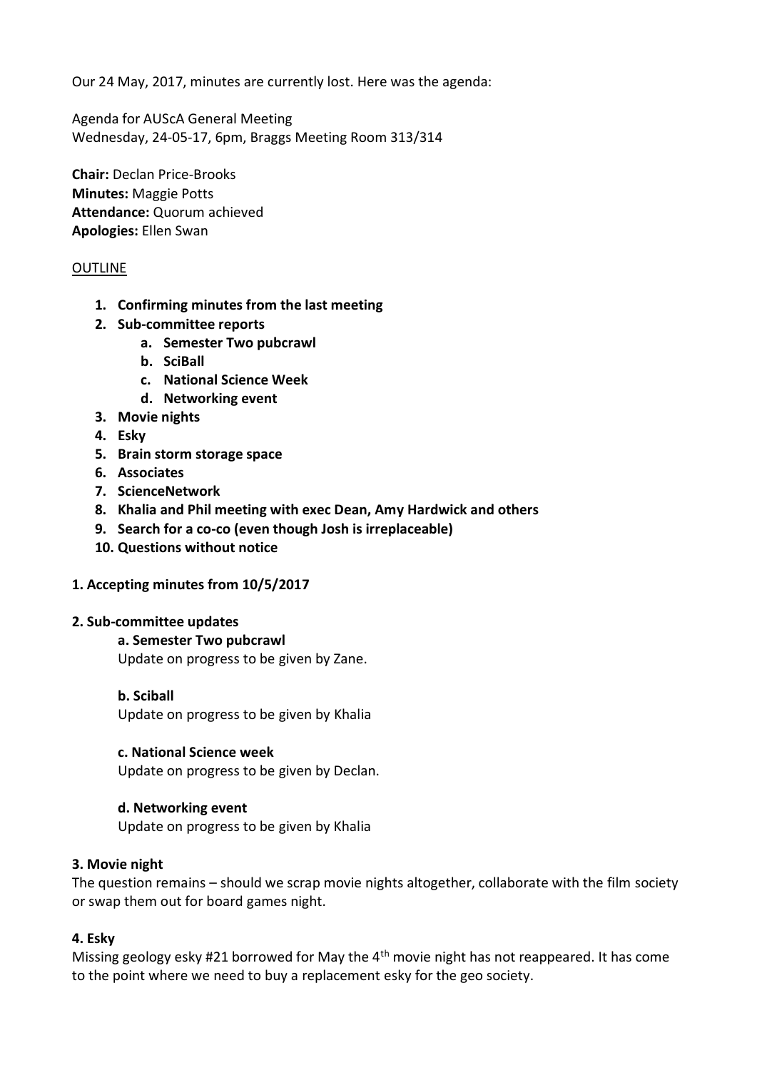Our 24 May, 2017, minutes are currently lost. Here was the agenda:

Agenda for AUScA General Meeting
Wednesday, 24-05-17, 6pm, Braggs Meeting Room 313/314

**Chair:** Declan Price-Brooks
**Minutes:** Maggie Potts
**Attendance:** Quorum achieved
**Apologies:** Ellen Swan

<u>OUTLINE</u>

1. **Confirming minutes from the last meeting**
2. **Sub-committee reports**
   a. **Semester Two pubcrawl**
   b. **SciBall**
   c. **National Science Week**
   d. **Networking event**
3. **Movie nights**
4. **Esky**
5. **Brain storm storage space**
6. **Associates**
7. **ScienceNetwork**
8. **Khalia and Phil meeting with exec Dean, Amy Hardwick and others**
9. **Search for a co-co (even though Josh is irreplaceable)**
10. **Questions without notice**

**1. Accepting minutes from 10/5/2017**

**2. Sub-committee updates**

**a. Semester Two pubcrawl**
Update on progress to be given by Zane.

**b. Sciball**
Update on progress to be given by Khalia

**c. National Science week**
Update on progress to be given by Declan.

**d. Networking event**
Update on progress to be given by Khalia

**3. Movie night**
The question remains – should we scrap movie nights altogether, collaborate with the film society or swap them out for board games night.

**4. Esky**
Missing geology esky #21 borrowed for May the 4th movie night has not reappeared. It has come to the point where we need to buy a replacement esky for the geo society.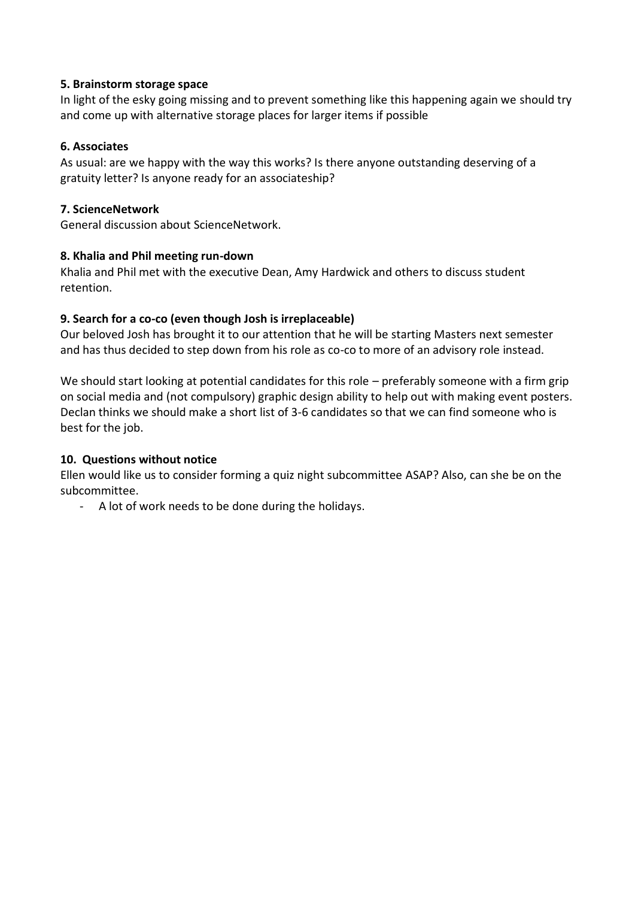**5. Brainstorm storage space**

In light of the esky going missing and to prevent something like this happening again we should try and come up with alternative storage places for larger items if possible

**6. Associates**

As usual: are we happy with the way this works? Is there anyone outstanding deserving of a gratuity letter? Is anyone ready for an associateship?

**7. ScienceNetwork**

General discussion about ScienceNetwork.

**8. Khalia and Phil meeting run-down**

Khalia and Phil met with the executive Dean, Amy Hardwick and others to discuss student retention.

**9. Search for a co-co (even though Josh is irreplaceable)**

Our beloved Josh has brought it to our attention that he will be starting Masters next semester and has thus decided to step down from his role as co-co to more of an advisory role instead.

We should start looking at potential candidates for this role – preferably someone with a firm grip on social media and (not compulsory) graphic design ability to help out with making event posters. Declan thinks we should make a short list of 3-6 candidates so that we can find someone who is best for the job.

**10. Questions without notice**

Ellen would like us to consider forming a quiz night subcommittee ASAP? Also, can she be on the subcommittee.

- A lot of work needs to be done during the holidays.